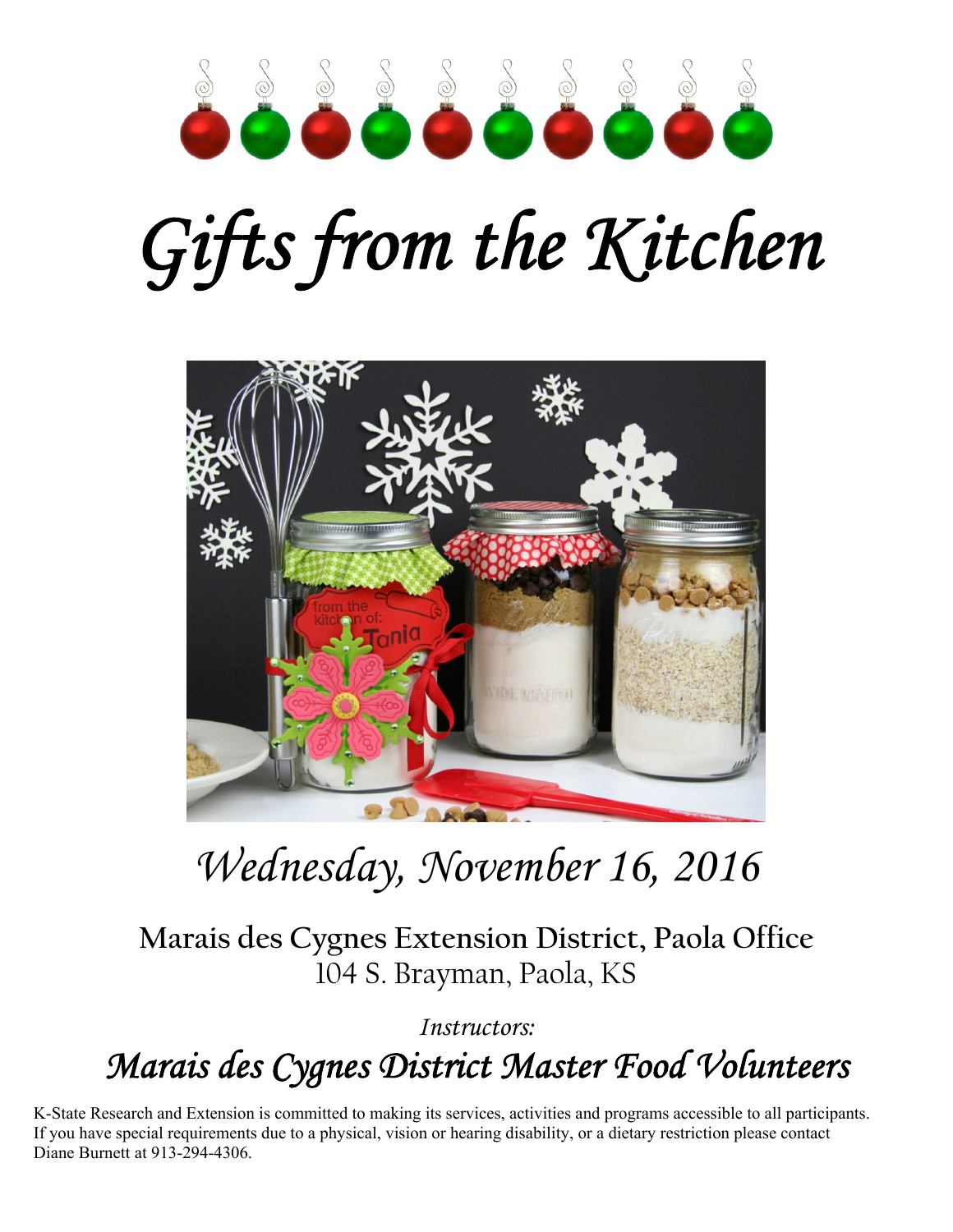# Gifts from the Kitchen

## *Wednesday, November 16, 2016*

**Marais des Cygnes Extension District, Paola Office**
104 S. Brayman, Paola, KS

*Instructors:*

## *Marais des Cygnes District Master Food Volunteers*

K-State Research and Extension is committed to making its services, activities and programs accessible to all participants. If you have special requirements due to a physical, vision or hearing disability, or a dietary restriction please contact Diane Burnett at 913-294-4306.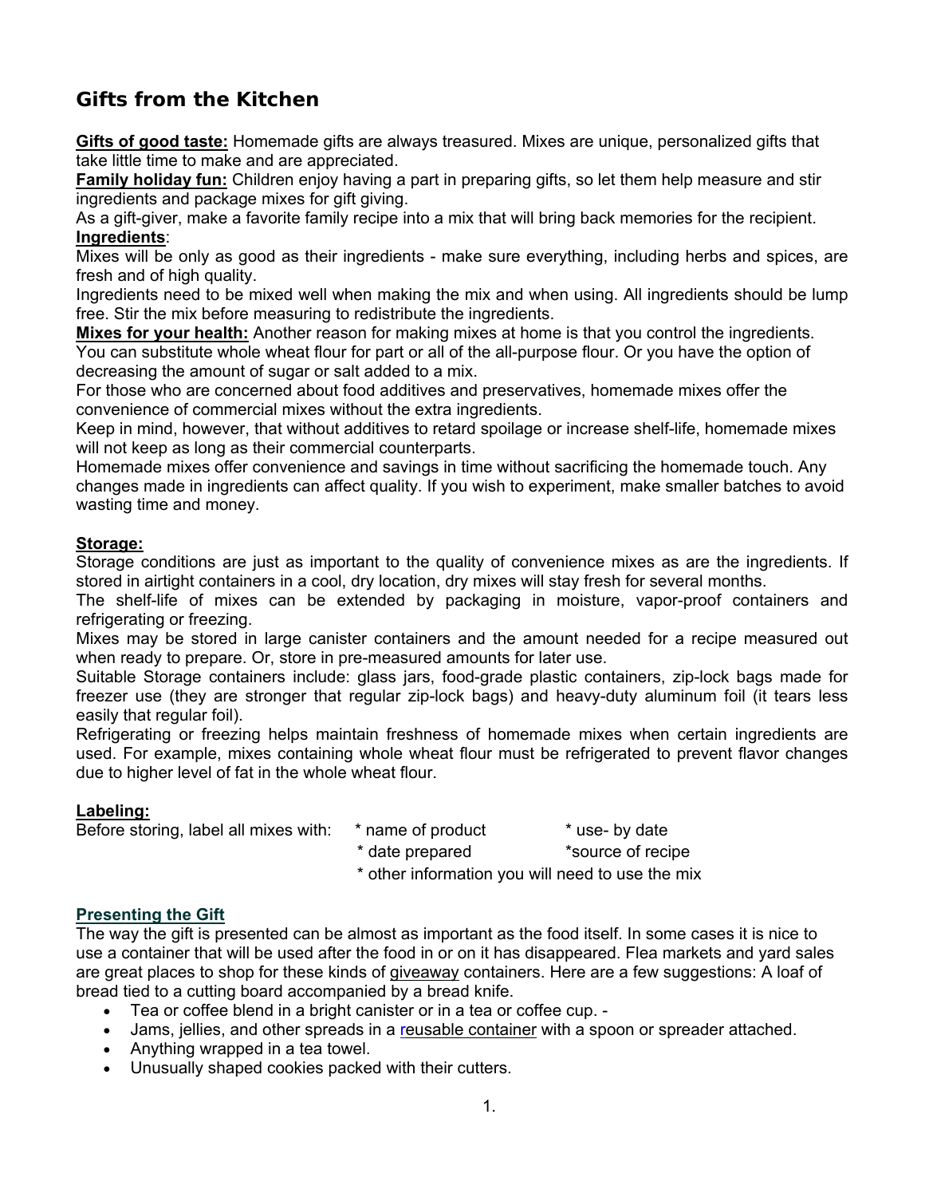# Gifts from the Kitchen

**Gifts of good taste:** Homemade gifts are always treasured. Mixes are unique, personalized gifts that take little time to make and are appreciated.

**Family holiday fun:** Children enjoy having a part in preparing gifts, so let them help measure and stir ingredients and package mixes for gift giving.

As a gift-giver, make a favorite family recipe into a mix that will bring back memories for the recipient.

**Ingredients**:

Mixes will be only as good as their ingredients - make sure everything, including herbs and spices, are fresh and of high quality.

Ingredients need to be mixed well when making the mix and when using. All ingredients should be lump free. Stir the mix before measuring to redistribute the ingredients.

**Mixes for your health:** Another reason for making mixes at home is that you control the ingredients. You can substitute whole wheat flour for part or all of the all-purpose flour. Or you have the option of decreasing the amount of sugar or salt added to a mix.

For those who are concerned about food additives and preservatives, homemade mixes offer the convenience of commercial mixes without the extra ingredients.

Keep in mind, however, that without additives to retard spoilage or increase shelf-life, homemade mixes will not keep as long as their commercial counterparts.

Homemade mixes offer convenience and savings in time without sacrificing the homemade touch. Any changes made in ingredients can affect quality. If you wish to experiment, make smaller batches to avoid wasting time and money.

**Storage:**

Storage conditions are just as important to the quality of convenience mixes as are the ingredients. If stored in airtight containers in a cool, dry location, dry mixes will stay fresh for several months.

The shelf-life of mixes can be extended by packaging in moisture, vapor-proof containers and refrigerating or freezing.

Mixes may be stored in large canister containers and the amount needed for a recipe measured out when ready to prepare. Or, store in pre-measured amounts for later use.

Suitable Storage containers include: glass jars, food-grade plastic containers, zip-lock bags made for freezer use (they are stronger that regular zip-lock bags) and heavy-duty aluminum foil (it tears less easily that regular foil).

Refrigerating or freezing helps maintain freshness of homemade mixes when certain ingredients are used. For example, mixes containing whole wheat flour must be refrigerated to prevent flavor changes due to higher level of fat in the whole wheat flour.

**Labeling:**

Before storing, label all mixes with:

* name of product
* use- by date
* date prepared
* source of recipe
* other information you will need to use the mix

## Presenting the Gift

The way the gift is presented can be almost as important as the food itself. In some cases it is nice to use a container that will be used after the food in or on it has disappeared. Flea markets and yard sales are great places to shop for these kinds of giveaway containers. Here are a few suggestions: A loaf of bread tied to a cutting board accompanied by a bread knife.

- Tea or coffee blend in a bright canister or in a tea or coffee cup. -
- Jams, jellies, and other spreads in a reusable container with a spoon or spreader attached.
- Anything wrapped in a tea towel.
- Unusually shaped cookies packed with their cutters.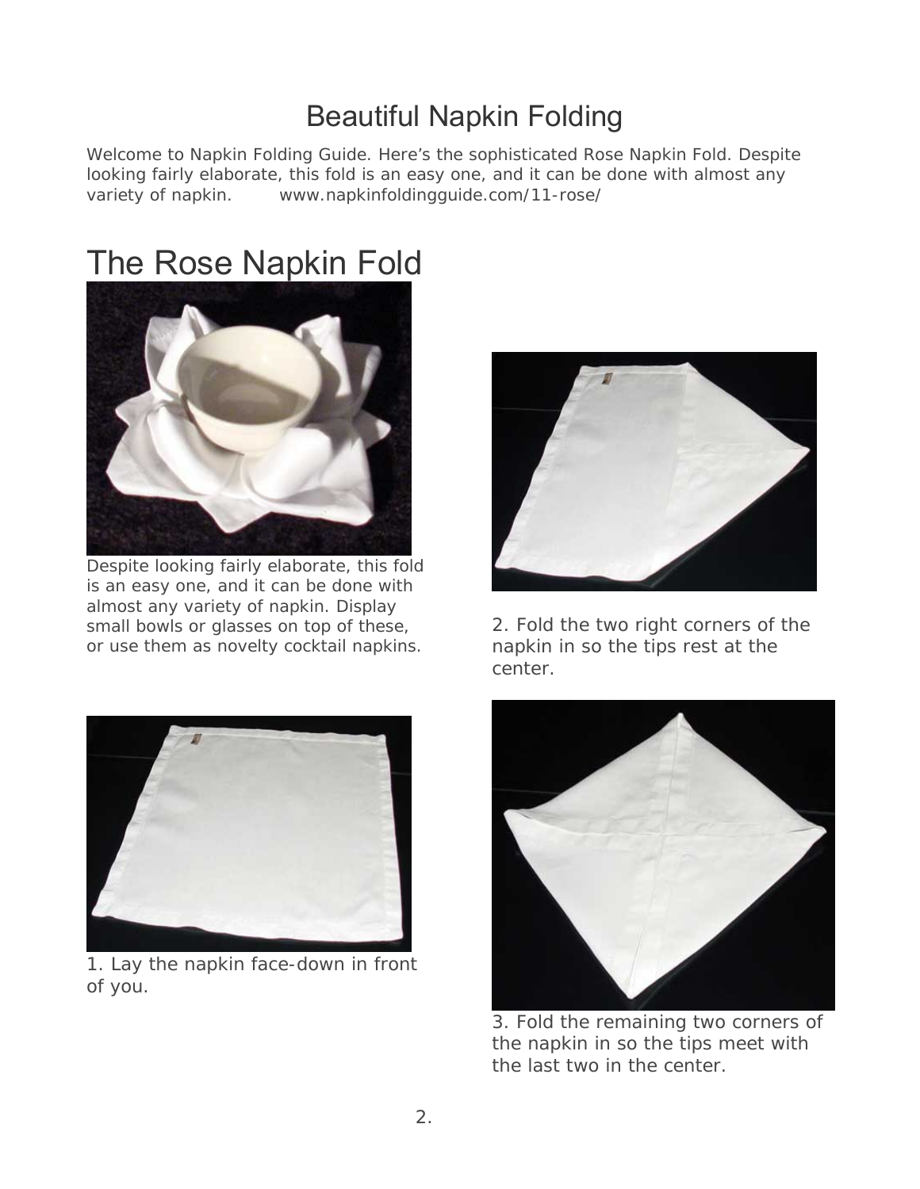# Beautiful Napkin Folding

Welcome to Napkin Folding Guide. Here's the sophisticated Rose Napkin Fold. Despite looking fairly elaborate, this fold is an easy one, and it can be done with almost any variety of napkin. www.napkinfoldingguide.com/11-rose/

## The Rose Napkin Fold

Despite looking fairly elaborate, this fold is an easy one, and it can be done with almost any variety of napkin. Display small bowls or glasses on top of these, or use them as novelty cocktail napkins.

1. Lay the napkin face-down in front of you.

2. Fold the two right corners of the napkin in so the tips rest at the center.

3. Fold the remaining two corners of the napkin in so the tips meet with the last two in the center.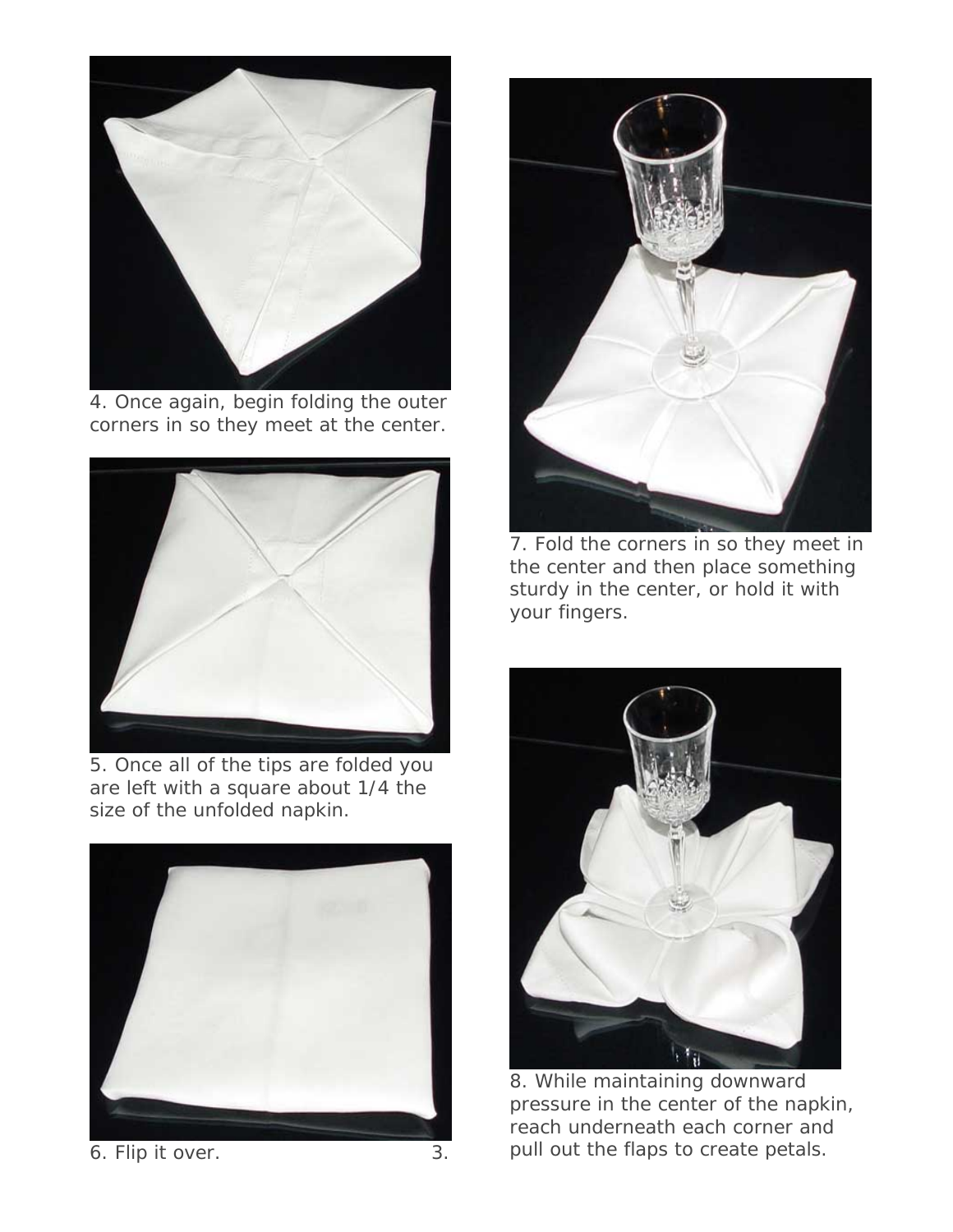4. Once again, begin folding the outer corners in so they meet at the center.

5. Once all of the tips are folded you are left with a square about 1/4 the size of the unfolded napkin.

6. Flip it over.

7. Fold the corners in so they meet in the center and then place something sturdy in the center, or hold it with your fingers.

8. While maintaining downward pressure in the center of the napkin, reach underneath each corner and pull out the flaps to create petals.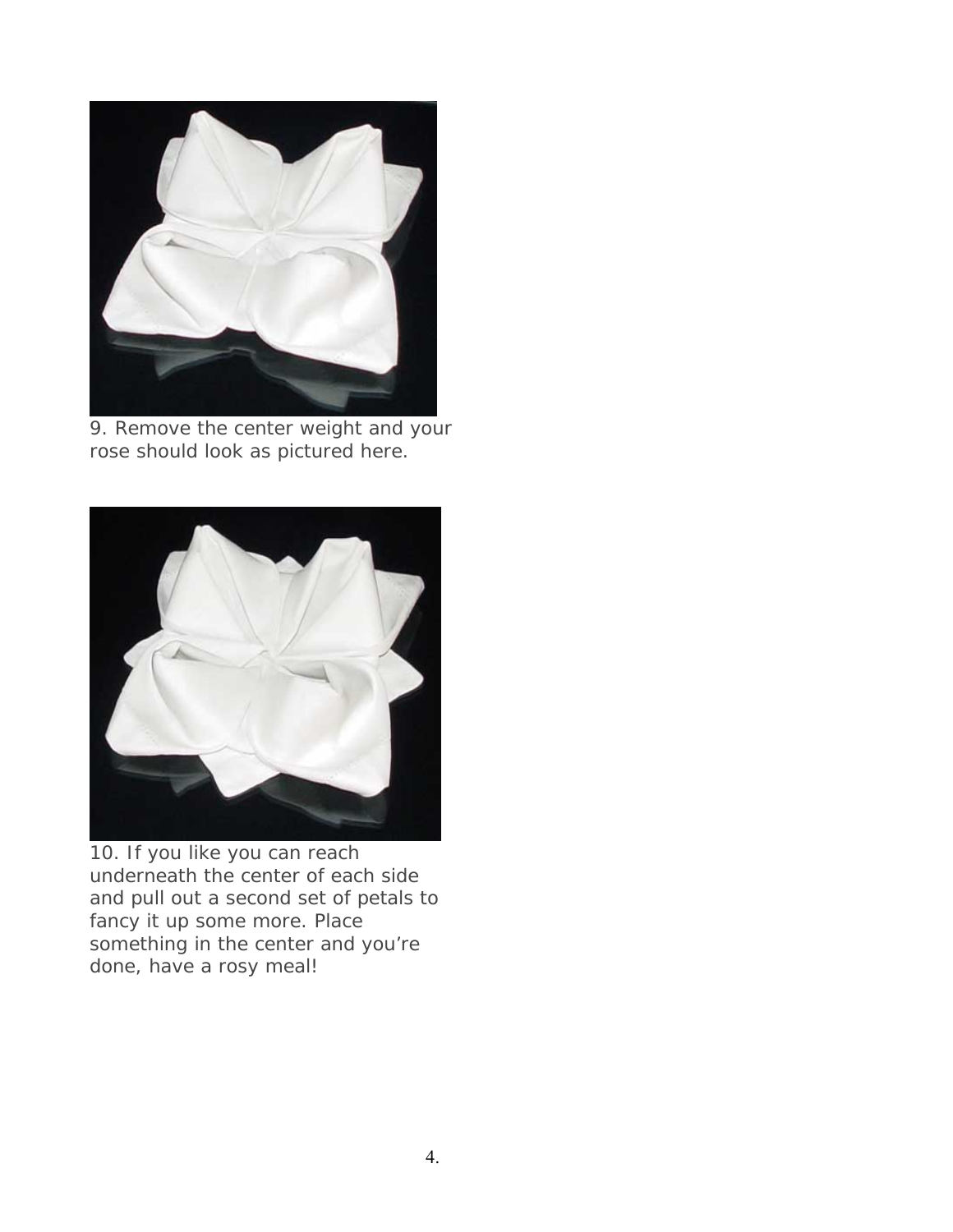9. Remove the center weight and your rose should look as pictured here.

10. If you like you can reach underneath the center of each side and pull out a second set of petals to fancy it up some more. Place something in the center and you're done, have a rosy meal!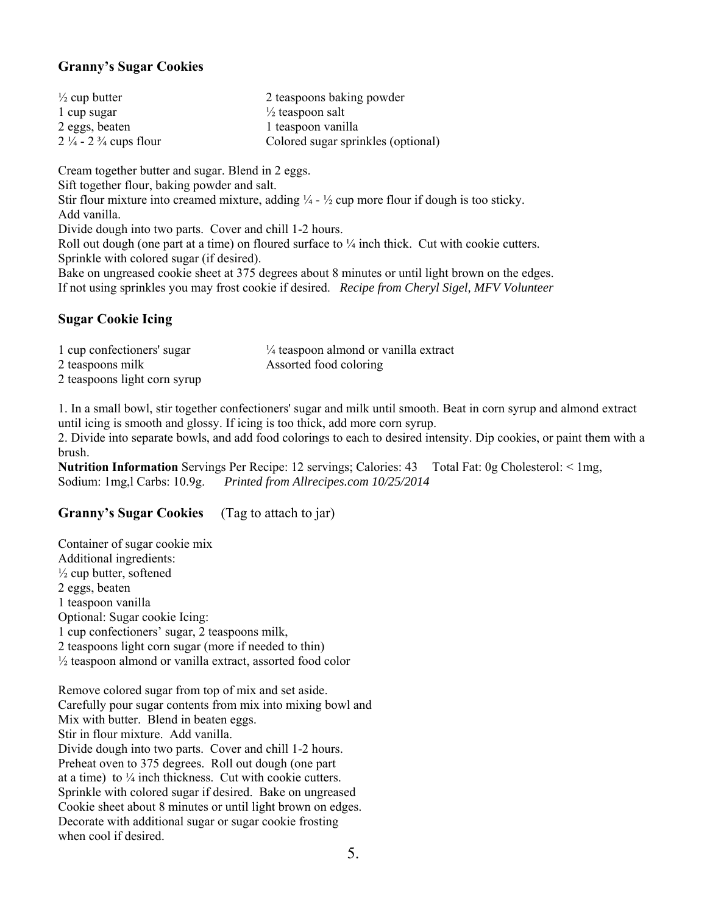### Granny's Sugar Cookies

½ cup butter
1 cup sugar
2 eggs, beaten
2 ¼ - 2 ¾ cups flour
2 teaspoons baking powder
½ teaspoon salt
1 teaspoon vanilla
Colored sugar sprinkles (optional)

Cream together butter and sugar. Blend in 2 eggs.
Sift together flour, baking powder and salt.
Stir flour mixture into creamed mixture, adding ¼ - ½ cup more flour if dough is too sticky.
Add vanilla.
Divide dough into two parts. Cover and chill 1-2 hours.
Roll out dough (one part at a time) on floured surface to ¼ inch thick. Cut with cookie cutters.
Sprinkle with colored sugar (if desired).
Bake on ungreased cookie sheet at 375 degrees about 8 minutes or until light brown on the edges.
If not using sprinkles you may frost cookie if desired. *Recipe from Cheryl Sigel, MFV Volunteer*

### Sugar Cookie Icing

1 cup confectioners' sugar
2 teaspoons milk
2 teaspoons light corn syrup
¼ teaspoon almond or vanilla extract
Assorted food coloring

1. In a small bowl, stir together confectioners' sugar and milk until smooth. Beat in corn syrup and almond extract until icing is smooth and glossy. If icing is too thick, add more corn syrup.
2. Divide into separate bowls, and add food colorings to each to desired intensity. Dip cookies, or paint them with a brush.

**Nutrition Information** Servings Per Recipe: 12 servings; Calories: 43 Total Fat: 0g Cholesterol: < 1mg, Sodium: 1mg,l Carbs: 10.9g. *Printed from Allrecipes.com 10/25/2014*

### Granny's Sugar Cookies (Tag to attach to jar)

Container of sugar cookie mix
Additional ingredients:
½ cup butter, softened
2 eggs, beaten
1 teaspoon vanilla
Optional: Sugar cookie Icing:
1 cup confectioners' sugar, 2 teaspoons milk,
2 teaspoons light corn sugar (more if needed to thin)
½ teaspoon almond or vanilla extract, assorted food color

Remove colored sugar from top of mix and set aside.
Carefully pour sugar contents from mix into mixing bowl and
Mix with butter. Blend in beaten eggs.
Stir in flour mixture. Add vanilla.
Divide dough into two parts. Cover and chill 1-2 hours.
Preheat oven to 375 degrees. Roll out dough (one part at a time) to ¼ inch thickness. Cut with cookie cutters.
Sprinkle with colored sugar if desired. Bake on ungreased Cookie sheet about 8 minutes or until light brown on edges.
Decorate with additional sugar or sugar cookie frosting when cool if desired.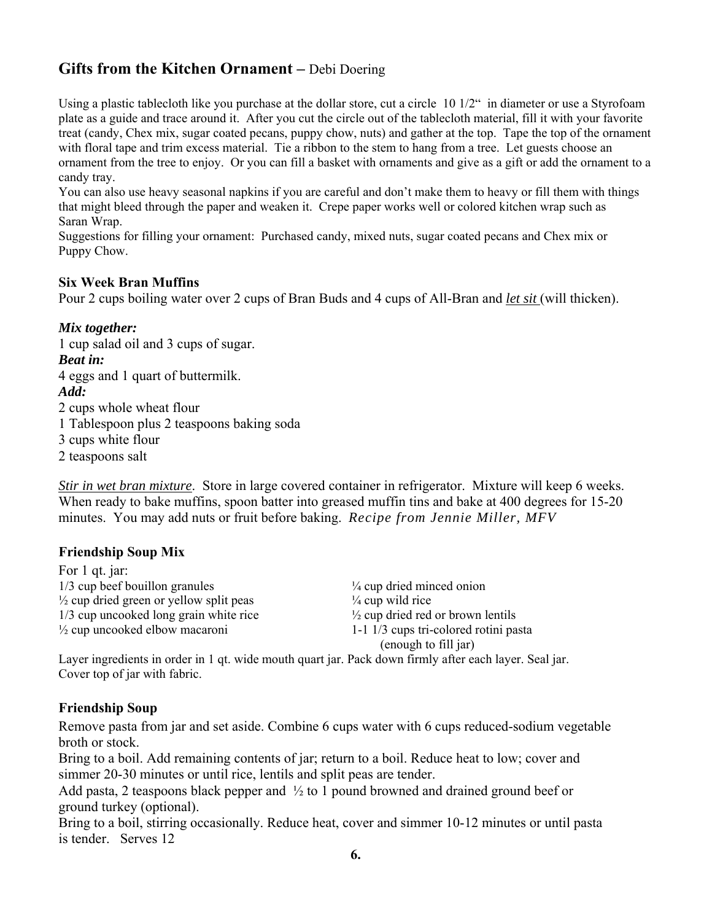## **Gifts from the Kitchen Ornament** – Debi Doering

Using a plastic tablecloth like you purchase at the dollar store, cut a circle 10 1/2" in diameter or use a Styrofoam plate as a guide and trace around it. After you cut the circle out of the tablecloth material, fill it with your favorite treat (candy, Chex mix, sugar coated pecans, puppy chow, nuts) and gather at the top. Tape the top of the ornament with floral tape and trim excess material. Tie a ribbon to the stem to hang from a tree. Let guests choose an ornament from the tree to enjoy. Or you can fill a basket with ornaments and give as a gift or add the ornament to a candy tray.

You can also use heavy seasonal napkins if you are careful and don't make them to heavy or fill them with things that might bleed through the paper and weaken it. Crepe paper works well or colored kitchen wrap such as Saran Wrap.

Suggestions for filling your ornament: Purchased candy, mixed nuts, sugar coated pecans and Chex mix or Puppy Chow.

### **Six Week Bran Muffins**

Pour 2 cups boiling water over 2 cups of Bran Buds and 4 cups of All-Bran and ***let sit*** (will thicken).

***Mix together:***
1 cup salad oil and 3 cups of sugar.
***Beat in:***
4 eggs and 1 quart of buttermilk.
***Add:***
2 cups whole wheat flour
1 Tablespoon plus 2 teaspoons baking soda
3 cups white flour
2 teaspoons salt

***Stir in wet bran mixture***. Store in large covered container in refrigerator. Mixture will keep 6 weeks. When ready to bake muffins, spoon batter into greased muffin tins and bake at 400 degrees for 15-20 minutes. You may add nuts or fruit before baking. *Recipe from Jennie Miller, MFV*

### **Friendship Soup Mix**

For 1 qt. jar:
1/3 cup beef bouillon granules
½ cup dried green or yellow split peas
1/3 cup uncooked long grain white rice
½ cup uncooked elbow macaroni
¼ cup dried minced onion
¼ cup wild rice
½ cup dried red or brown lentils
1-1 1/3 cups tri-colored rotini pasta (enough to fill jar)

Layer ingredients in order in 1 qt. wide mouth quart jar. Pack down firmly after each layer. Seal jar. Cover top of jar with fabric.

### **Friendship Soup**

Remove pasta from jar and set aside. Combine 6 cups water with 6 cups reduced-sodium vegetable broth or stock.

Bring to a boil. Add remaining contents of jar; return to a boil. Reduce heat to low; cover and simmer 20-30 minutes or until rice, lentils and split peas are tender.

Add pasta, 2 teaspoons black pepper and ½ to 1 pound browned and drained ground beef or ground turkey (optional).

Bring to a boil, stirring occasionally. Reduce heat, cover and simmer 10-12 minutes or until pasta is tender. Serves 12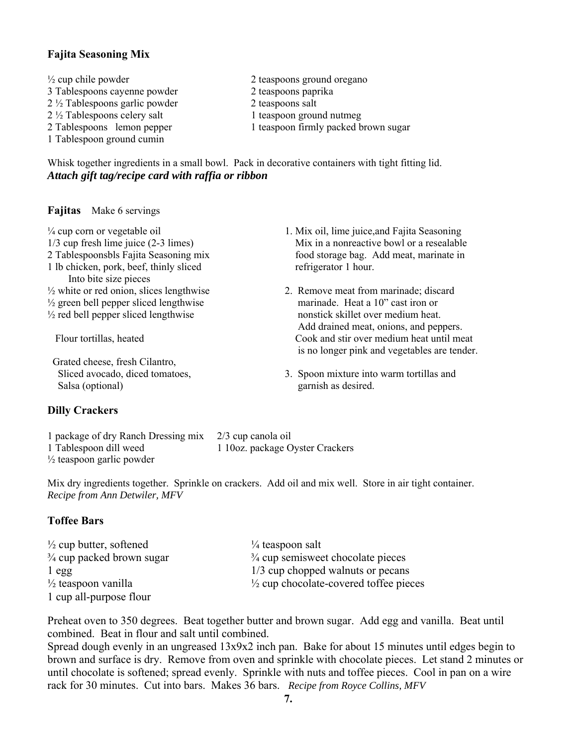## Fajita Seasoning Mix

½ cup chile powder
3 Tablespoons cayenne powder
2 ½ Tablespoons garlic powder
2 ½ Tablespoons celery salt
2 Tablespoons lemon pepper
1 Tablespoon ground cumin
2 teaspoons ground oregano
2 teaspoons paprika
2 teaspoons salt
1 teaspoon ground nutmeg
1 teaspoon firmly packed brown sugar

Whisk together ingredients in a small bowl. Pack in decorative containers with tight fitting lid.
***Attach gift tag/recipe card with raffia or ribbon***

## Fajitas
Make 6 servings

¼ cup corn or vegetable oil
1/3 cup fresh lime juice (2-3 limes)
2 Tablespoonsbls Fajita Seasoning mix
1 lb chicken, pork, beef, thinly sliced
Into bite size pieces
½ white or red onion, slices lengthwise
½ green bell pepper sliced lengthwise
½ red bell pepper sliced lengthwise

Flour tortillas, heated

Grated cheese, fresh Cilantro,
Sliced avocado, diced tomatoes,
Salsa (optional)

1. Mix oil, lime juice,and Fajita Seasoning Mix in a nonreactive bowl or a resealable food storage bag. Add meat, marinate in refrigerator 1 hour.
2. Remove meat from marinade; discard marinade. Heat a 10" cast iron or nonstick skillet over medium heat. Add drained meat, onions, and peppers. Cook and stir over medium heat until meat is no longer pink and vegetables are tender.
3. Spoon mixture into warm tortillas and garnish as desired.

## Dilly Crackers

1 package of dry Ranch Dressing mix
1 Tablespoon dill weed
½ teaspoon garlic powder
2/3 cup canola oil
1 10oz. package Oyster Crackers

Mix dry ingredients together. Sprinkle on crackers. Add oil and mix well. Store in air tight container.
*Recipe from Ann Detwiler, MFV*

## Toffee Bars

½ cup butter, softened
¾ cup packed brown sugar
1 egg
½ teaspoon vanilla
1 cup all-purpose flour
¼ teaspoon salt
¾ cup semisweet chocolate pieces
1/3 cup chopped walnuts or pecans
½ cup chocolate-covered toffee pieces

Preheat oven to 350 degrees. Beat together butter and brown sugar. Add egg and vanilla. Beat until combined. Beat in flour and salt until combined.
Spread dough evenly in an ungreased 13x9x2 inch pan. Bake for about 15 minutes until edges begin to brown and surface is dry. Remove from oven and sprinkle with chocolate pieces. Let stand 2 minutes or until chocolate is softened; spread evenly. Sprinkle with nuts and toffee pieces. Cool in pan on a wire rack for 30 minutes. Cut into bars. Makes 36 bars. *Recipe from Royce Collins, MFV*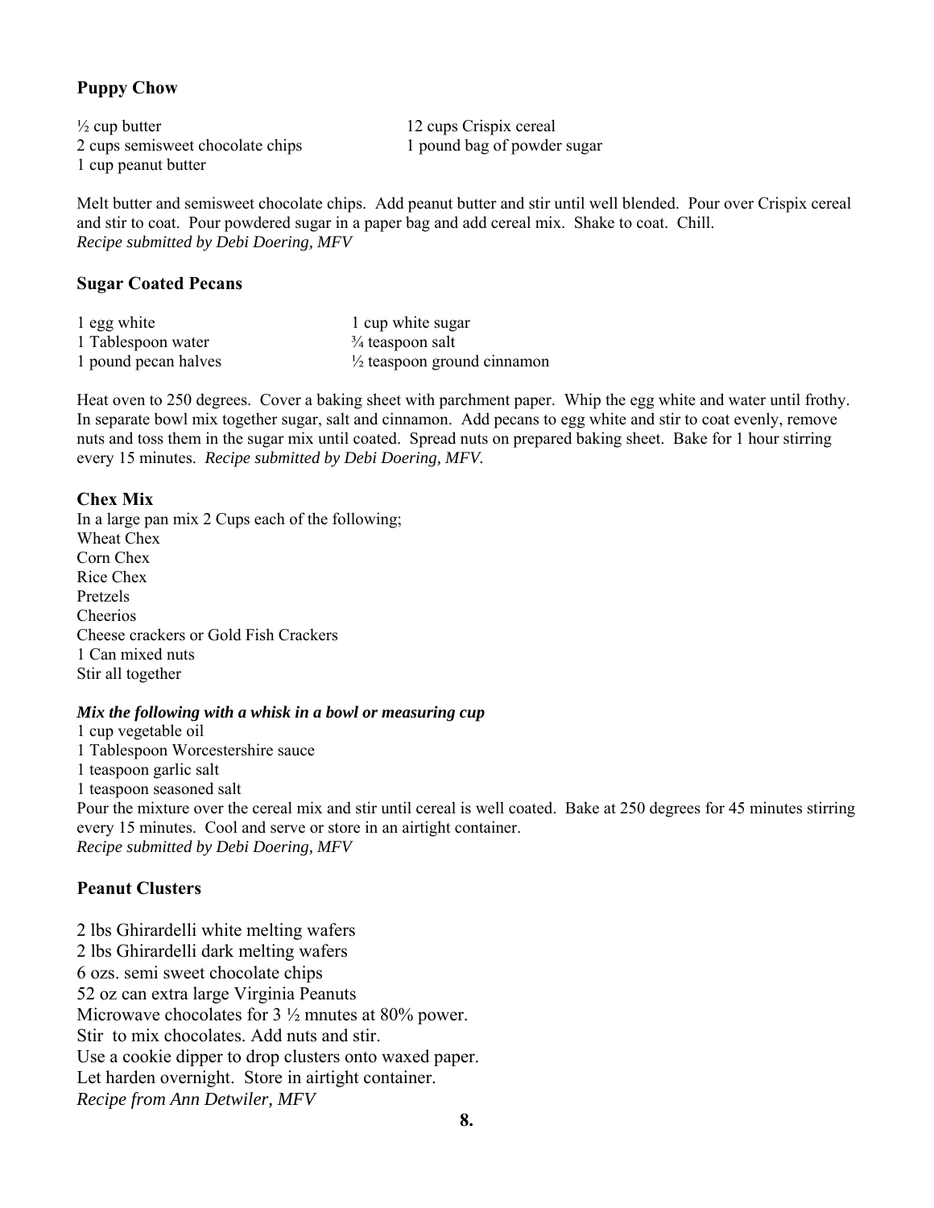## Puppy Chow

½ cup butter
2 cups semisweet chocolate chips
1 cup peanut butter
12 cups Crispix cereal
1 pound bag of powder sugar

Melt butter and semisweet chocolate chips. Add peanut butter and stir until well blended. Pour over Crispix cereal and stir to coat. Pour powdered sugar in a paper bag and add cereal mix. Shake to coat. Chill.
*Recipe submitted by Debi Doering, MFV*

## Sugar Coated Pecans

1 egg white
1 Tablespoon water
1 pound pecan halves
1 cup white sugar
¾ teaspoon salt
½ teaspoon ground cinnamon

Heat oven to 250 degrees. Cover a baking sheet with parchment paper. Whip the egg white and water until frothy. In separate bowl mix together sugar, salt and cinnamon. Add pecans to egg white and stir to coat evenly, remove nuts and toss them in the sugar mix until coated. Spread nuts on prepared baking sheet. Bake for 1 hour stirring every 15 minutes. *Recipe submitted by Debi Doering, MFV.*

## Chex Mix

In a large pan mix 2 Cups each of the following;
Wheat Chex
Corn Chex
Rice Chex
Pretzels
Cheerios
Cheese crackers or Gold Fish Crackers
1 Can mixed nuts
Stir all together

***Mix the following with a whisk in a bowl or measuring cup***
1 cup vegetable oil
1 Tablespoon Worcestershire sauce
1 teaspoon garlic salt
1 teaspoon seasoned salt
Pour the mixture over the cereal mix and stir until cereal is well coated. Bake at 250 degrees for 45 minutes stirring every 15 minutes. Cool and serve or store in an airtight container.
*Recipe submitted by Debi Doering, MFV*

## Peanut Clusters

2 lbs Ghirardelli white melting wafers
2 lbs Ghirardelli dark melting wafers
6 ozs. semi sweet chocolate chips
52 oz can extra large Virginia Peanuts
Microwave chocolates for 3 ½ mnutes at 80% power.
Stir to mix chocolates. Add nuts and stir.
Use a cookie dipper to drop clusters onto waxed paper.
Let harden overnight. Store in airtight container.
*Recipe from Ann Detwiler, MFV*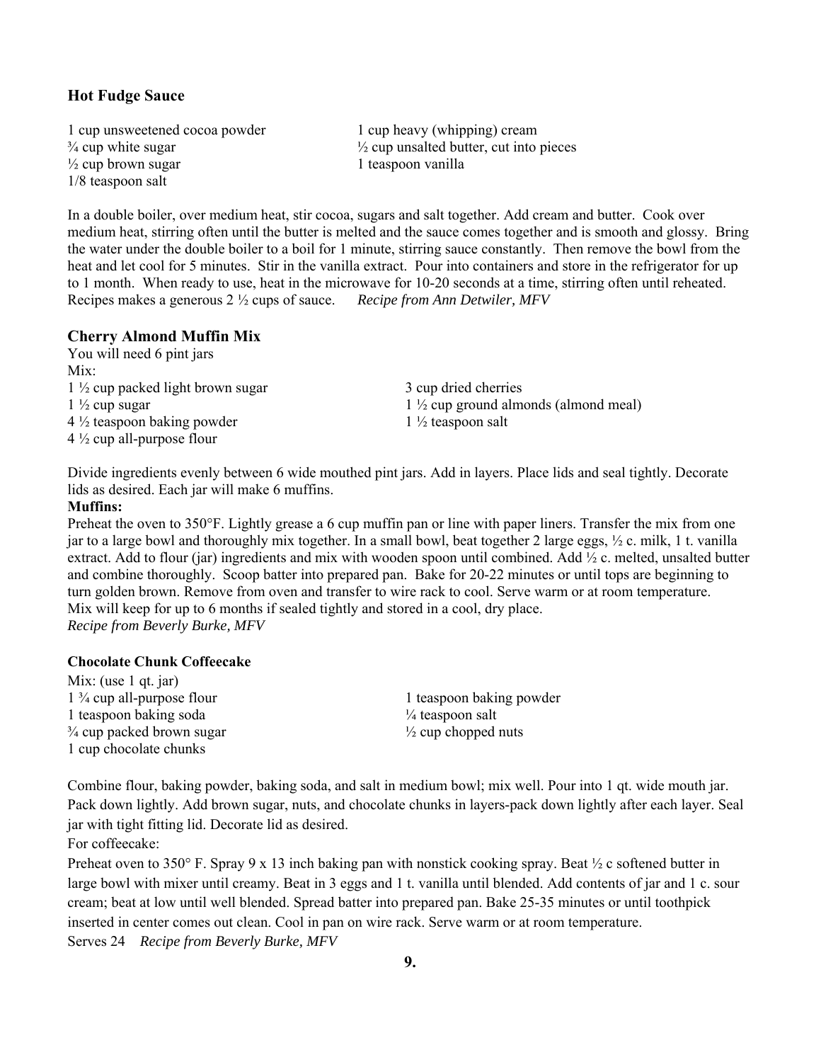### Hot Fudge Sauce

1 cup unsweetened cocoa powder
¾ cup white sugar
½ cup brown sugar
1/8 teaspoon salt
1 cup heavy (whipping) cream
½ cup unsalted butter, cut into pieces
1 teaspoon vanilla

In a double boiler, over medium heat, stir cocoa, sugars and salt together. Add cream and butter. Cook over medium heat, stirring often until the butter is melted and the sauce comes together and is smooth and glossy. Bring the water under the double boiler to a boil for 1 minute, stirring sauce constantly. Then remove the bowl from the heat and let cool for 5 minutes. Stir in the vanilla extract. Pour into containers and store in the refrigerator for up to 1 month. When ready to use, heat in the microwave for 10-20 seconds at a time, stirring often until reheated. Recipes makes a generous 2 ½ cups of sauce. *Recipe from Ann Detwiler, MFV*

### Cherry Almond Muffin Mix

You will need 6 pint jars
Mix:
1 ½ cup packed light brown sugar
1 ½ cup sugar
4 ½ teaspoon baking powder
4 ½ cup all-purpose flour
3 cup dried cherries
1 ½ cup ground almonds (almond meal)
1 ½ teaspoon salt

Divide ingredients evenly between 6 wide mouthed pint jars. Add in layers. Place lids and seal tightly. Decorate lids as desired. Each jar will make 6 muffins.

**Muffins:**
Preheat the oven to 350°F. Lightly grease a 6 cup muffin pan or line with paper liners. Transfer the mix from one jar to a large bowl and thoroughly mix together. In a small bowl, beat together 2 large eggs, ½ c. milk, 1 t. vanilla extract. Add to flour (jar) ingredients and mix with wooden spoon until combined. Add ½ c. melted, unsalted butter and combine thoroughly. Scoop batter into prepared pan. Bake for 20-22 minutes or until tops are beginning to turn golden brown. Remove from oven and transfer to wire rack to cool. Serve warm or at room temperature.
Mix will keep for up to 6 months if sealed tightly and stored in a cool, dry place.
*Recipe from Beverly Burke, MFV*

### Chocolate Chunk Coffeecake

Mix: (use 1 qt. jar)
1 ¾ cup all-purpose flour
1 teaspoon baking soda
¾ cup packed brown sugar
1 cup chocolate chunks
1 teaspoon baking powder
¼ teaspoon salt
½ cup chopped nuts

Combine flour, baking powder, baking soda, and salt in medium bowl; mix well. Pour into 1 qt. wide mouth jar. Pack down lightly. Add brown sugar, nuts, and chocolate chunks in layers-pack down lightly after each layer. Seal jar with tight fitting lid. Decorate lid as desired.

For coffeecake:

Preheat oven to 350° F. Spray 9 x 13 inch baking pan with nonstick cooking spray. Beat ½ c softened butter in large bowl with mixer until creamy. Beat in 3 eggs and 1 t. vanilla until blended. Add contents of jar and 1 c. sour cream; beat at low until well blended. Spread batter into prepared pan. Bake 25-35 minutes or until toothpick inserted in center comes out clean. Cool in pan on wire rack. Serve warm or at room temperature.
Serves 24 *Recipe from Beverly Burke, MFV*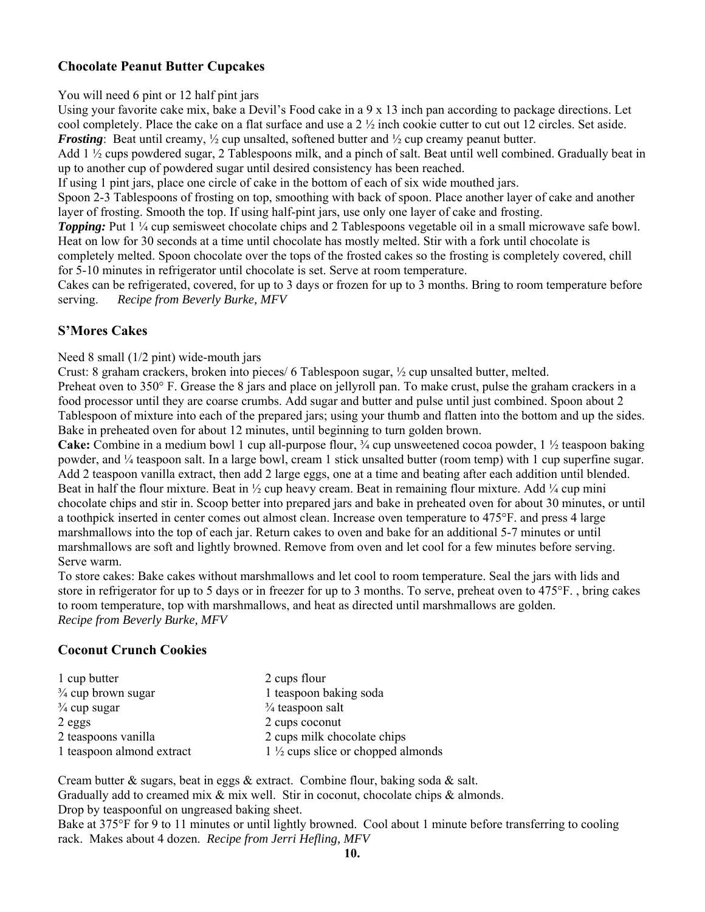### Chocolate Peanut Butter Cupcakes

You will need 6 pint or 12 half pint jars

Using your favorite cake mix, bake a Devil's Food cake in a 9 x 13 inch pan according to package directions. Let cool completely. Place the cake on a flat surface and use a 2 ½ inch cookie cutter to cut out 12 circles. Set aside.

***Frosting***: Beat until creamy, ½ cup unsalted, softened butter and ½ cup creamy peanut butter.

Add 1 ½ cups powdered sugar, 2 Tablespoons milk, and a pinch of salt. Beat until well combined. Gradually beat in up to another cup of powdered sugar until desired consistency has been reached.

If using 1 pint jars, place one circle of cake in the bottom of each of six wide mouthed jars.

Spoon 2-3 Tablespoons of frosting on top, smoothing with back of spoon. Place another layer of cake and another layer of frosting. Smooth the top. If using half-pint jars, use only one layer of cake and frosting.

***Topping:*** Put 1 ¼ cup semisweet chocolate chips and 2 Tablespoons vegetable oil in a small microwave safe bowl. Heat on low for 30 seconds at a time until chocolate has mostly melted. Stir with a fork until chocolate is completely melted. Spoon chocolate over the tops of the frosted cakes so the frosting is completely covered, chill for 5-10 minutes in refrigerator until chocolate is set. Serve at room temperature.

Cakes can be refrigerated, covered, for up to 3 days or frozen for up to 3 months. Bring to room temperature before serving. *Recipe from Beverly Burke, MFV*

### S'Mores Cakes

Need 8 small (1/2 pint) wide-mouth jars

Crust: 8 graham crackers, broken into pieces/ 6 Tablespoon sugar, ½ cup unsalted butter, melted.

Preheat oven to 350° F. Grease the 8 jars and place on jellyroll pan. To make crust, pulse the graham crackers in a food processor until they are coarse crumbs. Add sugar and butter and pulse until just combined. Spoon about 2 Tablespoon of mixture into each of the prepared jars; using your thumb and flatten into the bottom and up the sides. Bake in preheated oven for about 12 minutes, until beginning to turn golden brown.

**Cake:** Combine in a medium bowl 1 cup all-purpose flour, ¾ cup unsweetened cocoa powder, 1 ½ teaspoon baking powder, and ¼ teaspoon salt. In a large bowl, cream 1 stick unsalted butter (room temp) with 1 cup superfine sugar. Add 2 teaspoon vanilla extract, then add 2 large eggs, one at a time and beating after each addition until blended. Beat in half the flour mixture. Beat in ½ cup heavy cream. Beat in remaining flour mixture. Add ¼ cup mini chocolate chips and stir in. Scoop better into prepared jars and bake in preheated oven for about 30 minutes, or until a toothpick inserted in center comes out almost clean. Increase oven temperature to 475°F. and press 4 large marshmallows into the top of each jar. Return cakes to oven and bake for an additional 5-7 minutes or until marshmallows are soft and lightly browned. Remove from oven and let cool for a few minutes before serving. Serve warm.

To store cakes: Bake cakes without marshmallows and let cool to room temperature. Seal the jars with lids and store in refrigerator for up to 5 days or in freezer for up to 3 months. To serve, preheat oven to 475°F. , bring cakes to room temperature, top with marshmallows, and heat as directed until marshmallows are golden.

*Recipe from Beverly Burke, MFV*

### Coconut Crunch Cookies

| | |
|---|---|
| 1 cup butter | 2 cups flour |
| ¾ cup brown sugar | 1 teaspoon baking soda |
| ¾ cup sugar | ¾ teaspoon salt |
| 2 eggs | 2 cups coconut |
| 2 teaspoons vanilla | 2 cups milk chocolate chips |
| 1 teaspoon almond extract | 1 ½ cups slice or chopped almonds |

Cream butter & sugars, beat in eggs & extract. Combine flour, baking soda & salt.

Gradually add to creamed mix & mix well. Stir in coconut, chocolate chips & almonds.

Drop by teaspoonful on ungreased baking sheet.

Bake at 375°F for 9 to 11 minutes or until lightly browned. Cool about 1 minute before transferring to cooling rack. Makes about 4 dozen. *Recipe from Jerri Hefling, MFV*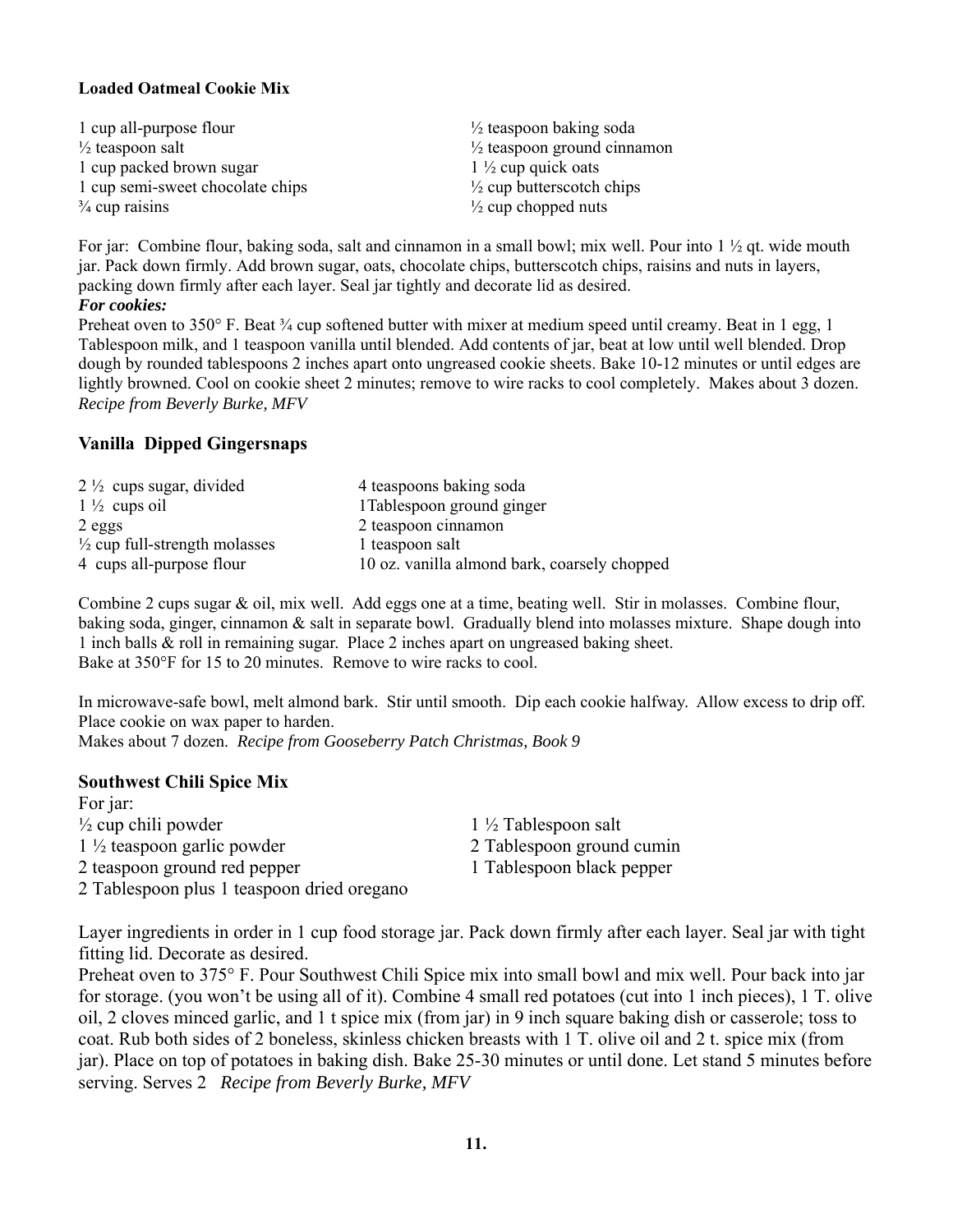### **Loaded Oatmeal Cookie Mix**

1 cup all-purpose flour
½ teaspoon baking soda
½ teaspoon salt
½ teaspoon ground cinnamon
1 cup packed brown sugar
1 ½ cup quick oats
1 cup semi-sweet chocolate chips
½ cup butterscotch chips
¾ cup raisins
½ cup chopped nuts

For jar: Combine flour, baking soda, salt and cinnamon in a small bowl; mix well. Pour into 1 ½ qt. wide mouth jar. Pack down firmly. Add brown sugar, oats, chocolate chips, butterscotch chips, raisins and nuts in layers, packing down firmly after each layer. Seal jar tightly and decorate lid as desired.

***For cookies:***

Preheat oven to 350° F. Beat ¾ cup softened butter with mixer at medium speed until creamy. Beat in 1 egg, 1 Tablespoon milk, and 1 teaspoon vanilla until blended. Add contents of jar, beat at low until well blended. Drop dough by rounded tablespoons 2 inches apart onto ungreased cookie sheets. Bake 10-12 minutes or until edges are lightly browned. Cool on cookie sheet 2 minutes; remove to wire racks to cool completely. Makes about 3 dozen.

*Recipe from Beverly Burke, MFV*

### **Vanilla Dipped Gingersnaps**

2 ½ cups sugar, divided
4 teaspoons baking soda
1 ½ cups oil
1Tablespoon ground ginger
2 eggs
2 teaspoon cinnamon
½ cup full-strength molasses
1 teaspoon salt
4 cups all-purpose flour
10 oz. vanilla almond bark, coarsely chopped

Combine 2 cups sugar & oil, mix well. Add eggs one at a time, beating well. Stir in molasses. Combine flour, baking soda, ginger, cinnamon & salt in separate bowl. Gradually blend into molasses mixture. Shape dough into 1 inch balls & roll in remaining sugar. Place 2 inches apart on ungreased baking sheet.
Bake at 350°F for 15 to 20 minutes. Remove to wire racks to cool.

In microwave-safe bowl, melt almond bark. Stir until smooth. Dip each cookie halfway. Allow excess to drip off. Place cookie on wax paper to harden.
Makes about 7 dozen. *Recipe from Gooseberry Patch Christmas, Book 9*

### **Southwest Chili Spice Mix**

For jar:
½ cup chili powder
1 ½ Tablespoon salt
1 ½ teaspoon garlic powder
2 Tablespoon ground cumin
2 teaspoon ground red pepper
1 Tablespoon black pepper
2 Tablespoon plus 1 teaspoon dried oregano

Layer ingredients in order in 1 cup food storage jar. Pack down firmly after each layer. Seal jar with tight fitting lid. Decorate as desired.
Preheat oven to 375° F. Pour Southwest Chili Spice mix into small bowl and mix well. Pour back into jar for storage. (you won't be using all of it). Combine 4 small red potatoes (cut into 1 inch pieces), 1 T. olive oil, 2 cloves minced garlic, and 1 t spice mix (from jar) in 9 inch square baking dish or casserole; toss to coat. Rub both sides of 2 boneless, skinless chicken breasts with 1 T. olive oil and 2 t. spice mix (from jar). Place on top of potatoes in baking dish. Bake 25-30 minutes or until done. Let stand 5 minutes before serving. Serves 2 *Recipe from Beverly Burke, MFV*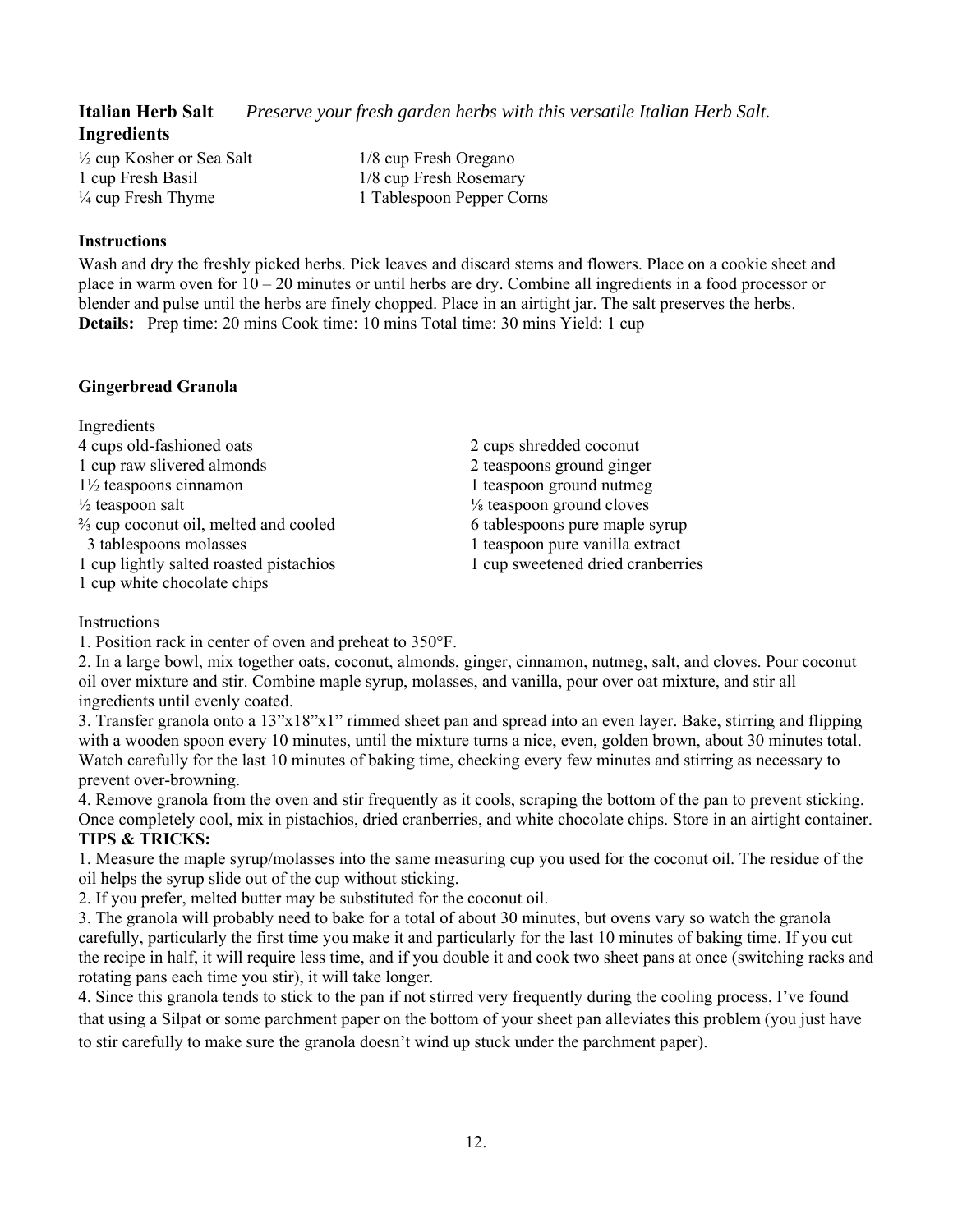## Italian Herb Salt

*Preserve your fresh garden herbs with this versatile Italian Herb Salt.*

### Ingredients

- ½ cup Kosher or Sea Salt
- 1 cup Fresh Basil
- ¼ cup Fresh Thyme
- 1/8 cup Fresh Oregano
- 1/8 cup Fresh Rosemary
- 1 Tablespoon Pepper Corns

### Instructions

Wash and dry the freshly picked herbs. Pick leaves and discard stems and flowers. Place on a cookie sheet and place in warm oven for 10 – 20 minutes or until herbs are dry. Combine all ingredients in a food processor or blender and pulse until the herbs are finely chopped. Place in an airtight jar. The salt preserves the herbs.

**Details:** Prep time: 20 mins Cook time: 10 mins Total time: 30 mins Yield: 1 cup

## Gingerbread Granola

Ingredients

- 4 cups old-fashioned oats
- 1 cup raw slivered almonds
- 1½ teaspoons cinnamon
- ½ teaspoon salt
- ⅔ cup coconut oil, melted and cooled
- 3 tablespoons molasses
- 1 cup lightly salted roasted pistachios
- 1 cup white chocolate chips
- 2 cups shredded coconut
- 2 teaspoons ground ginger
- 1 teaspoon ground nutmeg
- ⅛ teaspoon ground cloves
- 6 tablespoons pure maple syrup
- 1 teaspoon pure vanilla extract
- 1 cup sweetened dried cranberries

Instructions

1. Position rack in center of oven and preheat to 350°F.
2. In a large bowl, mix together oats, coconut, almonds, ginger, cinnamon, nutmeg, salt, and cloves. Pour coconut oil over mixture and stir. Combine maple syrup, molasses, and vanilla, pour over oat mixture, and stir all ingredients until evenly coated.
3. Transfer granola onto a 13"x18"x1" rimmed sheet pan and spread into an even layer. Bake, stirring and flipping with a wooden spoon every 10 minutes, until the mixture turns a nice, even, golden brown, about 30 minutes total. Watch carefully for the last 10 minutes of baking time, checking every few minutes and stirring as necessary to prevent over-browning.
4. Remove granola from the oven and stir frequently as it cools, scraping the bottom of the pan to prevent sticking. Once completely cool, mix in pistachios, dried cranberries, and white chocolate chips. Store in an airtight container.

**TIPS & TRICKS:**

1. Measure the maple syrup/molasses into the same measuring cup you used for the coconut oil. The residue of the oil helps the syrup slide out of the cup without sticking.
2. If you prefer, melted butter may be substituted for the coconut oil.
3. The granola will probably need to bake for a total of about 30 minutes, but ovens vary so watch the granola carefully, particularly the first time you make it and particularly for the last 10 minutes of baking time. If you cut the recipe in half, it will require less time, and if you double it and cook two sheet pans at once (switching racks and rotating pans each time you stir), it will take longer.
4. Since this granola tends to stick to the pan if not stirred very frequently during the cooling process, I've found that using a Silpat or some parchment paper on the bottom of your sheet pan alleviates this problem (you just have to stir carefully to make sure the granola doesn't wind up stuck under the parchment paper).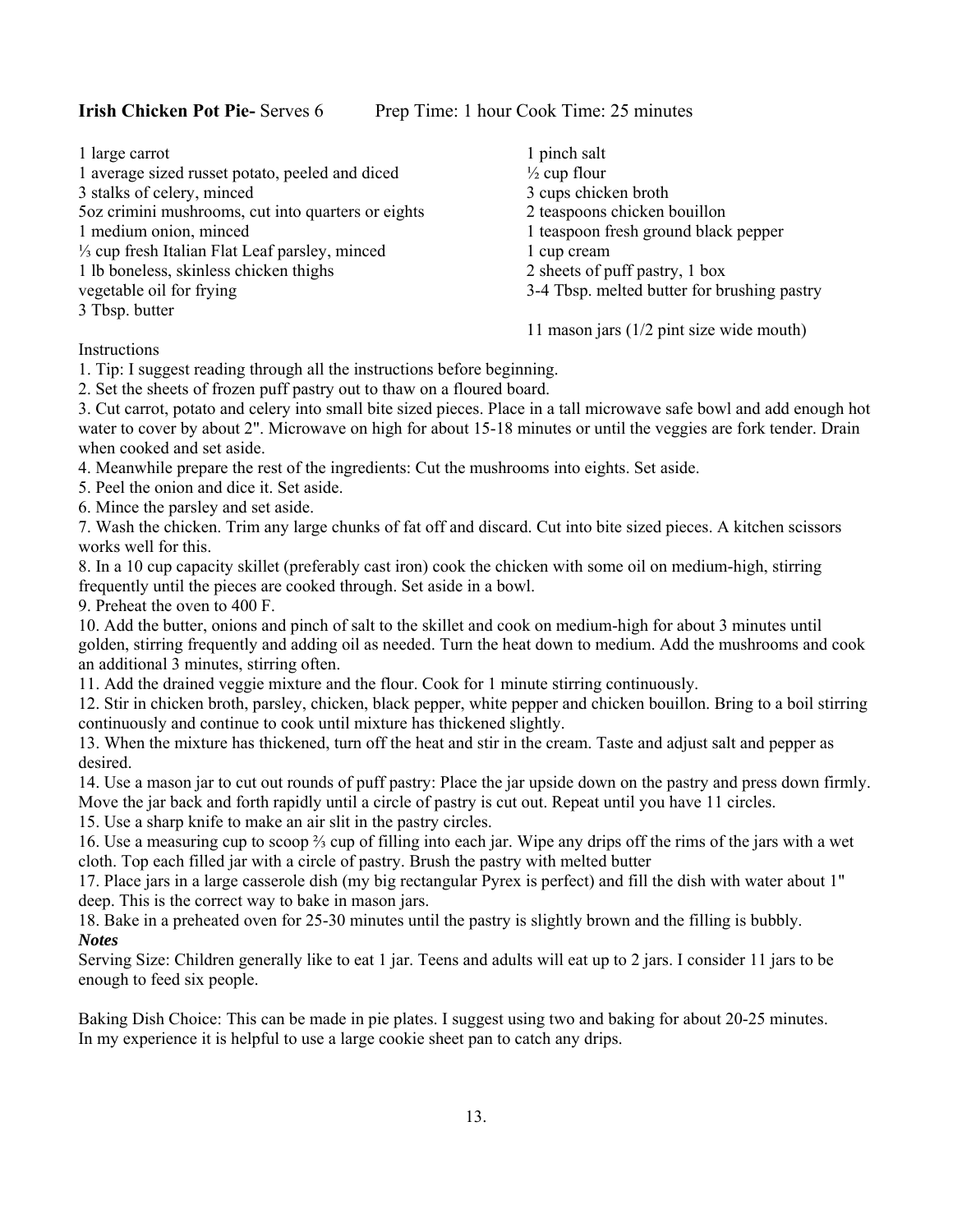**Irish Chicken Pot Pie-** Serves 6 Prep Time: 1 hour Cook Time: 25 minutes

1 large carrot
1 average sized russet potato, peeled and diced
3 stalks of celery, minced
5oz crimini mushrooms, cut into quarters or eights
1 medium onion, minced
⅓ cup fresh Italian Flat Leaf parsley, minced
1 lb boneless, skinless chicken thighs
vegetable oil for frying
3 Tbsp. butter
1 pinch salt
½ cup flour
3 cups chicken broth
2 teaspoons chicken bouillon
1 teaspoon fresh ground black pepper
1 cup cream
2 sheets of puff pastry, 1 box
3-4 Tbsp. melted butter for brushing pastry

11 mason jars (1/2 pint size wide mouth)

Instructions

1. Tip: I suggest reading through all the instructions before beginning.
2. Set the sheets of frozen puff pastry out to thaw on a floured board.
3. Cut carrot, potato and celery into small bite sized pieces. Place in a tall microwave safe bowl and add enough hot water to cover by about 2". Microwave on high for about 15-18 minutes or until the veggies are fork tender. Drain when cooked and set aside.
4. Meanwhile prepare the rest of the ingredients: Cut the mushrooms into eights. Set aside.
5. Peel the onion and dice it. Set aside.
6. Mince the parsley and set aside.
7. Wash the chicken. Trim any large chunks of fat off and discard. Cut into bite sized pieces. A kitchen scissors works well for this.
8. In a 10 cup capacity skillet (preferably cast iron) cook the chicken with some oil on medium-high, stirring frequently until the pieces are cooked through. Set aside in a bowl.
9. Preheat the oven to 400 F.
10. Add the butter, onions and pinch of salt to the skillet and cook on medium-high for about 3 minutes until golden, stirring frequently and adding oil as needed. Turn the heat down to medium. Add the mushrooms and cook an additional 3 minutes, stirring often.
11. Add the drained veggie mixture and the flour. Cook for 1 minute stirring continuously.
12. Stir in chicken broth, parsley, chicken, black pepper, white pepper and chicken bouillon. Bring to a boil stirring continuously and continue to cook until mixture has thickened slightly.
13. When the mixture has thickened, turn off the heat and stir in the cream. Taste and adjust salt and pepper as desired.
14. Use a mason jar to cut out rounds of puff pastry: Place the jar upside down on the pastry and press down firmly. Move the jar back and forth rapidly until a circle of pastry is cut out. Repeat until you have 11 circles.
15. Use a sharp knife to make an air slit in the pastry circles.
16. Use a measuring cup to scoop ⅔ cup of filling into each jar. Wipe any drips off the rims of the jars with a wet cloth. Top each filled jar with a circle of pastry. Brush the pastry with melted butter
17. Place jars in a large casserole dish (my big rectangular Pyrex is perfect) and fill the dish with water about 1" deep. This is the correct way to bake in mason jars.
18. Bake in a preheated oven for 25-30 minutes until the pastry is slightly brown and the filling is bubbly.

***Notes***

Serving Size: Children generally like to eat 1 jar. Teens and adults will eat up to 2 jars. I consider 11 jars to be enough to feed six people.

Baking Dish Choice: This can be made in pie plates. I suggest using two and baking for about 20-25 minutes. In my experience it is helpful to use a large cookie sheet pan to catch any drips.